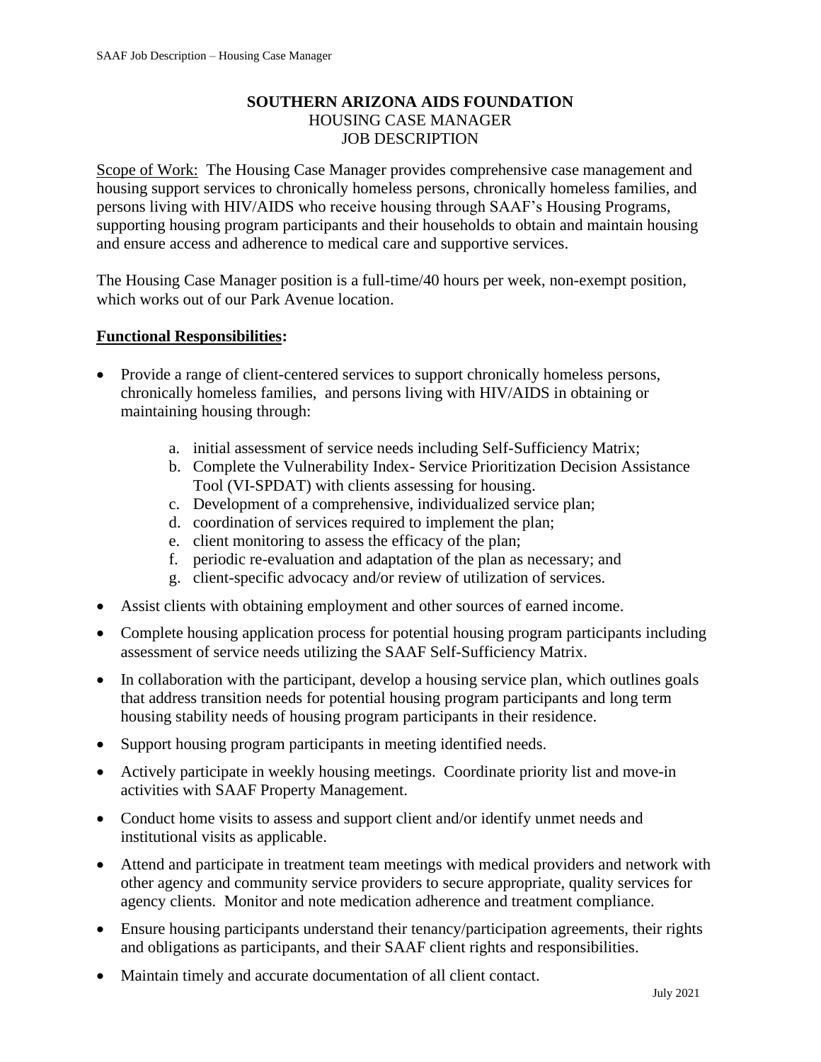**SOUTHERN ARIZONA AIDS FOUNDATION**
HOUSING CASE MANAGER
JOB DESCRIPTION

Scope of Work: The Housing Case Manager provides comprehensive case management and housing support services to chronically homeless persons, chronically homeless families, and persons living with HIV/AIDS who receive housing through SAAF's Housing Programs, supporting housing program participants and their households to obtain and maintain housing and ensure access and adherence to medical care and supportive services.

The Housing Case Manager position is a full-time/40 hours per week, non-exempt position, which works out of our Park Avenue location.

**Functional Responsibilities:**

- Provide a range of client-centered services to support chronically homeless persons, chronically homeless families, and persons living with HIV/AIDS in obtaining or maintaining housing through:
  a. initial assessment of service needs including Self-Sufficiency Matrix;
  b. Complete the Vulnerability Index- Service Prioritization Decision Assistance Tool (VI-SPDAT) with clients assessing for housing.
  c. Development of a comprehensive, individualized service plan;
  d. coordination of services required to implement the plan;
  e. client monitoring to assess the efficacy of the plan;
  f. periodic re-evaluation and adaptation of the plan as necessary; and
  g. client-specific advocacy and/or review of utilization of services.
- Assist clients with obtaining employment and other sources of earned income.
- Complete housing application process for potential housing program participants including assessment of service needs utilizing the SAAF Self-Sufficiency Matrix.
- In collaboration with the participant, develop a housing service plan, which outlines goals that address transition needs for potential housing program participants and long term housing stability needs of housing program participants in their residence.
- Support housing program participants in meeting identified needs.
- Actively participate in weekly housing meetings. Coordinate priority list and move-in activities with SAAF Property Management.
- Conduct home visits to assess and support client and/or identify unmet needs and institutional visits as applicable.
- Attend and participate in treatment team meetings with medical providers and network with other agency and community service providers to secure appropriate, quality services for agency clients. Monitor and note medication adherence and treatment compliance.
- Ensure housing participants understand their tenancy/participation agreements, their rights and obligations as participants, and their SAAF client rights and responsibilities.
- Maintain timely and accurate documentation of all client contact.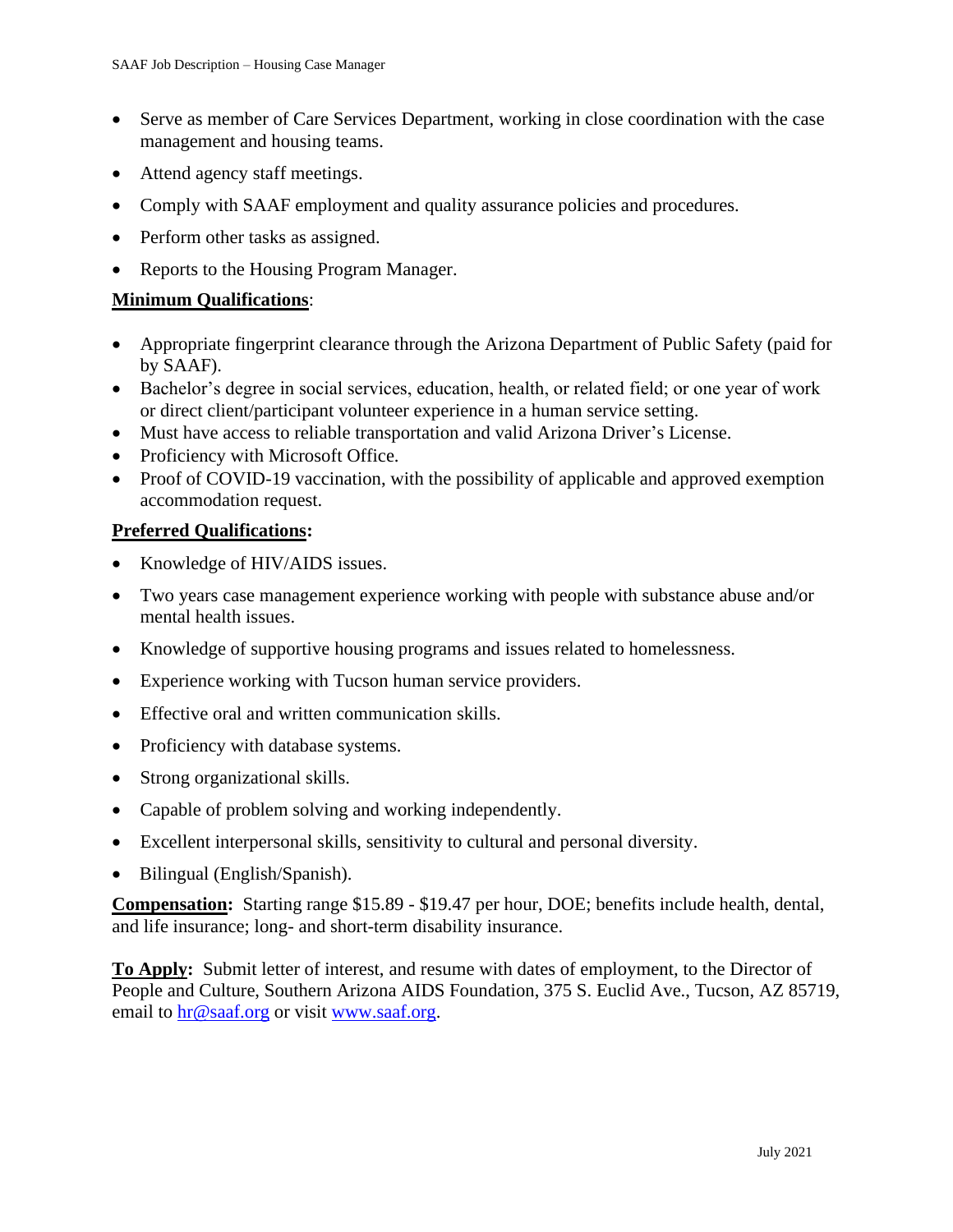- Serve as member of Care Services Department, working in close coordination with the case management and housing teams.
- Attend agency staff meetings.
- Comply with SAAF employment and quality assurance policies and procedures.
- Perform other tasks as assigned.
- Reports to the Housing Program Manager.

**Minimum Qualifications**:

- Appropriate fingerprint clearance through the Arizona Department of Public Safety (paid for by SAAF).
- Bachelor's degree in social services, education, health, or related field; or one year of work or direct client/participant volunteer experience in a human service setting.
- Must have access to reliable transportation and valid Arizona Driver's License.
- Proficiency with Microsoft Office.
- Proof of COVID-19 vaccination, with the possibility of applicable and approved exemption accommodation request.

**Preferred Qualifications:**

- Knowledge of HIV/AIDS issues.
- Two years case management experience working with people with substance abuse and/or mental health issues.
- Knowledge of supportive housing programs and issues related to homelessness.
- Experience working with Tucson human service providers.
- Effective oral and written communication skills.
- Proficiency with database systems.
- Strong organizational skills.
- Capable of problem solving and working independently.
- Excellent interpersonal skills, sensitivity to cultural and personal diversity.
- Bilingual (English/Spanish).

**Compensation:** Starting range $15.89 - $19.47 per hour, DOE; benefits include health, dental, and life insurance; long- and short-term disability insurance.

**To Apply:** Submit letter of interest, and resume with dates of employment, to the Director of People and Culture, Southern Arizona AIDS Foundation, 375 S. Euclid Ave., Tucson, AZ 85719, email to hr@saaf.org or visit www.saaf.org.

July 2021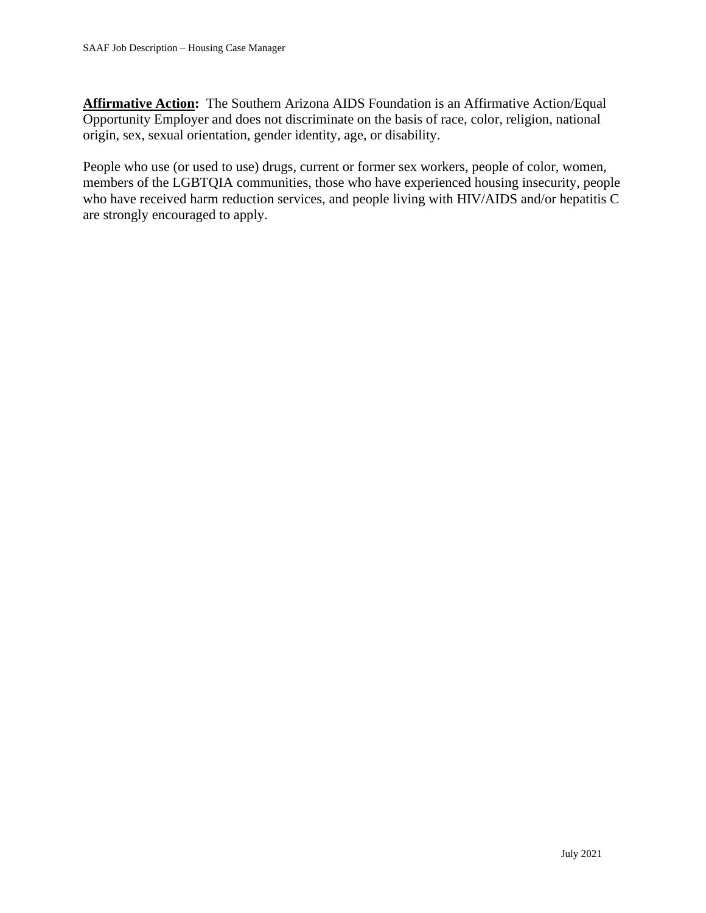**Affirmative Action:** The Southern Arizona AIDS Foundation is an Affirmative Action/Equal Opportunity Employer and does not discriminate on the basis of race, color, religion, national origin, sex, sexual orientation, gender identity, age, or disability.

People who use (or used to use) drugs, current or former sex workers, people of color, women, members of the LGBTQIA communities, those who have experienced housing insecurity, people who have received harm reduction services, and people living with HIV/AIDS and/or hepatitis C are strongly encouraged to apply.